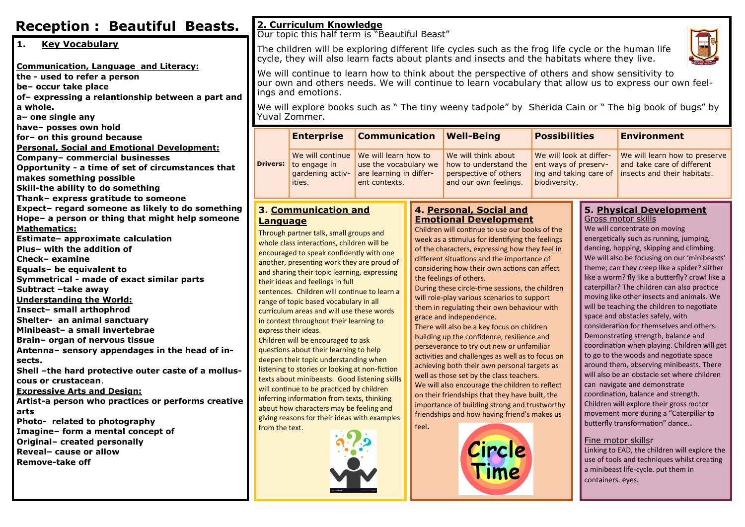# Reception : Beautiful Beasts.

## 1. Key Vocabulary

**Communication, Language and Literacy:**

**the - used to refer a person**
**be– occur take place**
**of– expressing a relantionship between a part and a whole.**
**a– one single any**
**have– posses own hold**
**for– on this ground because**

**Personal, Social and Emotional Development:**

**Company– commercial businesses**
**Opportunity - a time of set of circumstances that makes something possible**
**Skill-the ability to do something**
**Thank– express gratitude to someone**
**Expect– regard someone as likely to do something**
**Hope– a person or thing that might help someone**

**Mathematics:**

**Estimate– approximate calculation**
**Plus– with the addition of**
**Check– examine**
**Equals– be equivalent to**
**Symmetrical - made of exact similar parts**
**Subtract –take away**

**Understanding the World:**

**Insect– small arthophrod**
**Shelter- an animal sanctuary**
**Minibeast– a small invertebrae**
**Brain– organ of nervous tissue**
**Antenna– sensory appendages in the head of insects.**
**Shell –the hard protective outer caste of a molluscous or crustacean.**

**Expressive Arts and Design:**

**Artist-a person who practices or performs creative arts**
**Photo- related to photography**
**Imagine– form a mental concept of**
**Original– created personally**
**Reveal– cause or allow**
**Remove-take off**

## 2. Curriculum Knowledge

Our topic this half term is "Beautiful Beast"

The children will be exploring different life cycles such as the frog life cycle or the human life cycle, they will also learn facts about plants and insects and the habitats where they live.

We will continue to learn how to think about the perspective of others and show sensitivity to our own and others needs. We will continue to learn vocabulary that allow us to express our own feelings and emotions.

We will explore books such as " The tiny weeny tadpole" by Sherida Cain or " The big book of bugs" by Yuval Zommer.

| | Enterprise | Communication | Well-Being | Possibilities | Environment |
|---|---|---|---|---|---|
| **Drivers:** | We will continue to engage in gardening activities. | We will learn how to use the vocabulary we are learning in different contexts. | We will think about how to understand the perspective of others and our own feelings. | We will look at different ways of preserving and taking care of biodiversity. | We will learn how to preserve and take care of different insects and their habitats. |

## 3. Communication and Language

Through partner talk, small groups and whole class interactions, children will be encouraged to speak confidently with one another, presenting work they are proud of and sharing their topic learning, expressing their ideas and feelings in full sentences. Children will continue to learn a range of topic based vocabulary in all curriculum areas and will use these words in context throughout their learning to express their ideas.

Children will be encouraged to ask questions about their learning to help deepen their topic understanding when listening to stories or looking at non-fiction texts about minibeasts. Good listening skills will continue to be practiced by children inferring information from texts, thinking about how characters may be feeling and giving reasons for their ideas with examples from the text.

## 4. Personal, Social and Emotional Development

Children will continue to use our books of the week as a stimulus for identifying the feelings of the characters, expressing how they feel in different situations and the importance of considering how their own actions can affect the feelings of others.

During these circle-time sessions, the children will role-play various scenarios to support them in regulating their own behaviour with grace and independence.

There will also be a key focus on children building up the confidence, resilience and perseverance to try out new or unfamiliar activities and challenges as well as to focus on achieving both their own personal targets as well as those set by the class teachers.

We will also encourage the children to reflect on their friendships that they have built, the importance of building strong and trustworthy friendships and how having friend's makes us feel.

## 5. Physical Development

Gross motor skills

We will concentrate on moving energetically such as running, jumping, dancing, hopping, skipping and climbing. We will also be focusing on our 'minibeasts' theme; can they creep like a spider? slither like a worm? fly like a butterfly? crawl like a caterpillar? The children can also practice moving like other insects and animals. We will be teaching the children to negotiate space and obstacles safely, with consideration for themselves and others. Demonstrating strength, balance and coordination when playing. Children will get to go to the woods and negotiate space around them, observing minibeasts. There will also be an obstacle set where children can navigate and demonstrate coordination, balance and strength. Children will explore their gross motor movement more during a "Caterpillar to butterfly transformation" dance..

Fine motor skillsr

Linking to EAD, the children will explore the use of tools and techniques whilst creating a minibeast life-cycle. put them in containers. eyes.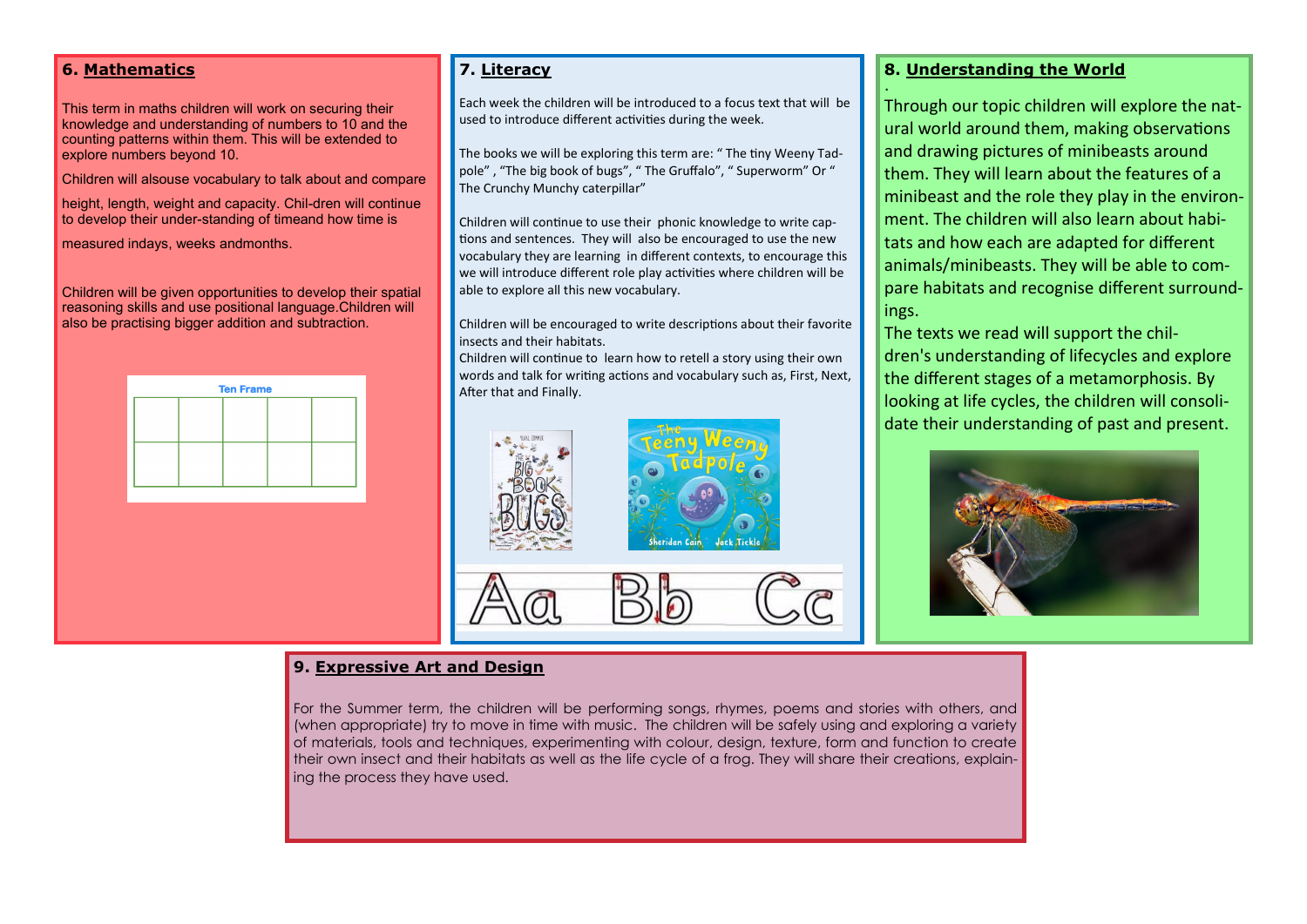## 6. Mathematics

This term in maths children will work on securing their knowledge and understanding of numbers to 10 and the counting patterns within them. This will be extended to explore numbers beyond 10.

Children will alsouse vocabulary to talk about and compare

height, length, weight and capacity. Chil-dren will continue to develop their under-standing of timeand how time is

measured indays, weeks andmonths.

Children will be given opportunities to develop their spatial reasoning skills and use positional language.Children will also be practising bigger addition and subtraction.

Ten Frame

## 7. Literacy

Each week the children will be introduced to a focus text that will be used to introduce different activities during the week.

The books we will be exploring this term are: " The tiny Weeny Tad-pole" , "The big book of bugs", " The Gruffalo", " Superworm" Or " The Crunchy Munchy caterpillar"

Children will continue to use their phonic knowledge to write cap-tions and sentences. They will also be encouraged to use the new vocabulary they are learning in different contexts, to encourage this we will introduce different role play activities where children will be able to explore all this new vocabulary.

Children will be encouraged to write descriptions about their favorite insects and their habitats.
Children will continue to learn how to retell a story using their own words and talk for writing actions and vocabulary such as, First, Next, After that and Finally.

## 8. Understanding the World

.
Through our topic children will explore the nat-ural world around them, making observations and drawing pictures of minibeasts around them. They will learn about the features of a minibeast and the role they play in the environ-ment. The children will also learn about habi-tats and how each are adapted for different animals/minibeasts. They will be able to com-pare habitats and recognise different surround-ings.
The texts we read will support the chil-dren's understanding of lifecycles and explore the different stages of a metamorphosis. By looking at life cycles, the children will consoli-date their understanding of past and present.

## 9. Expressive Art and Design

For the Summer term, the children will be performing songs, rhymes, poems and stories with others, and (when appropriate) try to move in time with music. The children will be safely using and exploring a variety of materials, tools and techniques, experimenting with colour, design, texture, form and function to create their own insect and their habitats as well as the life cycle of a frog. They will share their creations, explain-ing the process they have used.